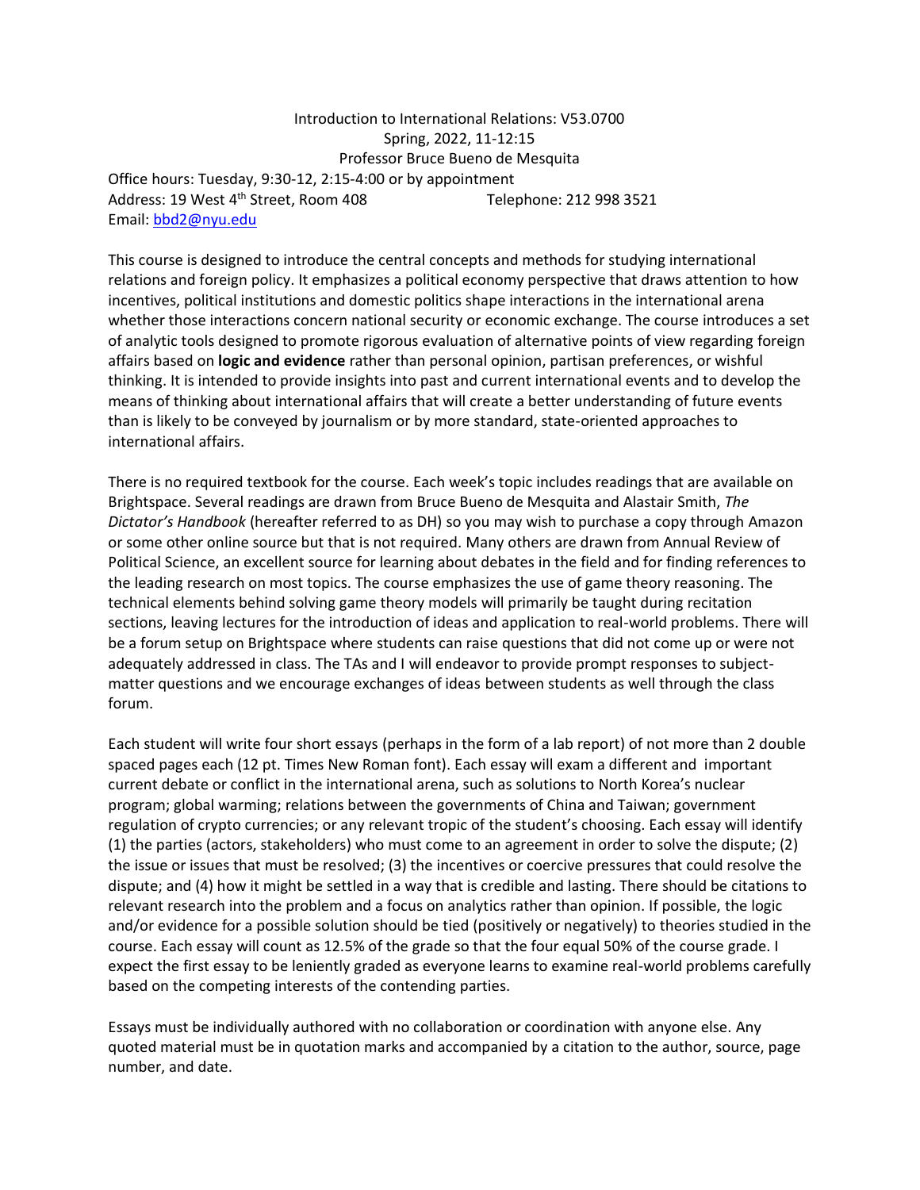Introduction to International Relations: V53.0700
Spring, 2022, 11-12:15
Professor Bruce Bueno de Mesquita

Office hours: Tuesday, 9:30-12, 2:15-4:00 or by appointment
Address: 19 West 4th Street, Room 408 Telephone: 212 998 3521
Email: bbd2@nyu.edu

This course is designed to introduce the central concepts and methods for studying international relations and foreign policy. It emphasizes a political economy perspective that draws attention to how incentives, political institutions and domestic politics shape interactions in the international arena whether those interactions concern national security or economic exchange. The course introduces a set of analytic tools designed to promote rigorous evaluation of alternative points of view regarding foreign affairs based on **logic and evidence** rather than personal opinion, partisan preferences, or wishful thinking. It is intended to provide insights into past and current international events and to develop the means of thinking about international affairs that will create a better understanding of future events than is likely to be conveyed by journalism or by more standard, state-oriented approaches to international affairs.

There is no required textbook for the course. Each week's topic includes readings that are available on Brightspace. Several readings are drawn from Bruce Bueno de Mesquita and Alastair Smith, *The Dictator's Handbook* (hereafter referred to as DH) so you may wish to purchase a copy through Amazon or some other online source but that is not required. Many others are drawn from Annual Review of Political Science, an excellent source for learning about debates in the field and for finding references to the leading research on most topics. The course emphasizes the use of game theory reasoning. The technical elements behind solving game theory models will primarily be taught during recitation sections, leaving lectures for the introduction of ideas and application to real-world problems. There will be a forum setup on Brightspace where students can raise questions that did not come up or were not adequately addressed in class. The TAs and I will endeavor to provide prompt responses to subject-matter questions and we encourage exchanges of ideas between students as well through the class forum.

Each student will write four short essays (perhaps in the form of a lab report) of not more than 2 double spaced pages each (12 pt. Times New Roman font). Each essay will exam a different and important current debate or conflict in the international arena, such as solutions to North Korea's nuclear program; global warming; relations between the governments of China and Taiwan; government regulation of crypto currencies; or any relevant tropic of the student's choosing. Each essay will identify (1) the parties (actors, stakeholders) who must come to an agreement in order to solve the dispute; (2) the issue or issues that must be resolved; (3) the incentives or coercive pressures that could resolve the dispute; and (4) how it might be settled in a way that is credible and lasting. There should be citations to relevant research into the problem and a focus on analytics rather than opinion. If possible, the logic and/or evidence for a possible solution should be tied (positively or negatively) to theories studied in the course. Each essay will count as 12.5% of the grade so that the four equal 50% of the course grade. I expect the first essay to be leniently graded as everyone learns to examine real-world problems carefully based on the competing interests of the contending parties.

Essays must be individually authored with no collaboration or coordination with anyone else. Any quoted material must be in quotation marks and accompanied by a citation to the author, source, page number, and date.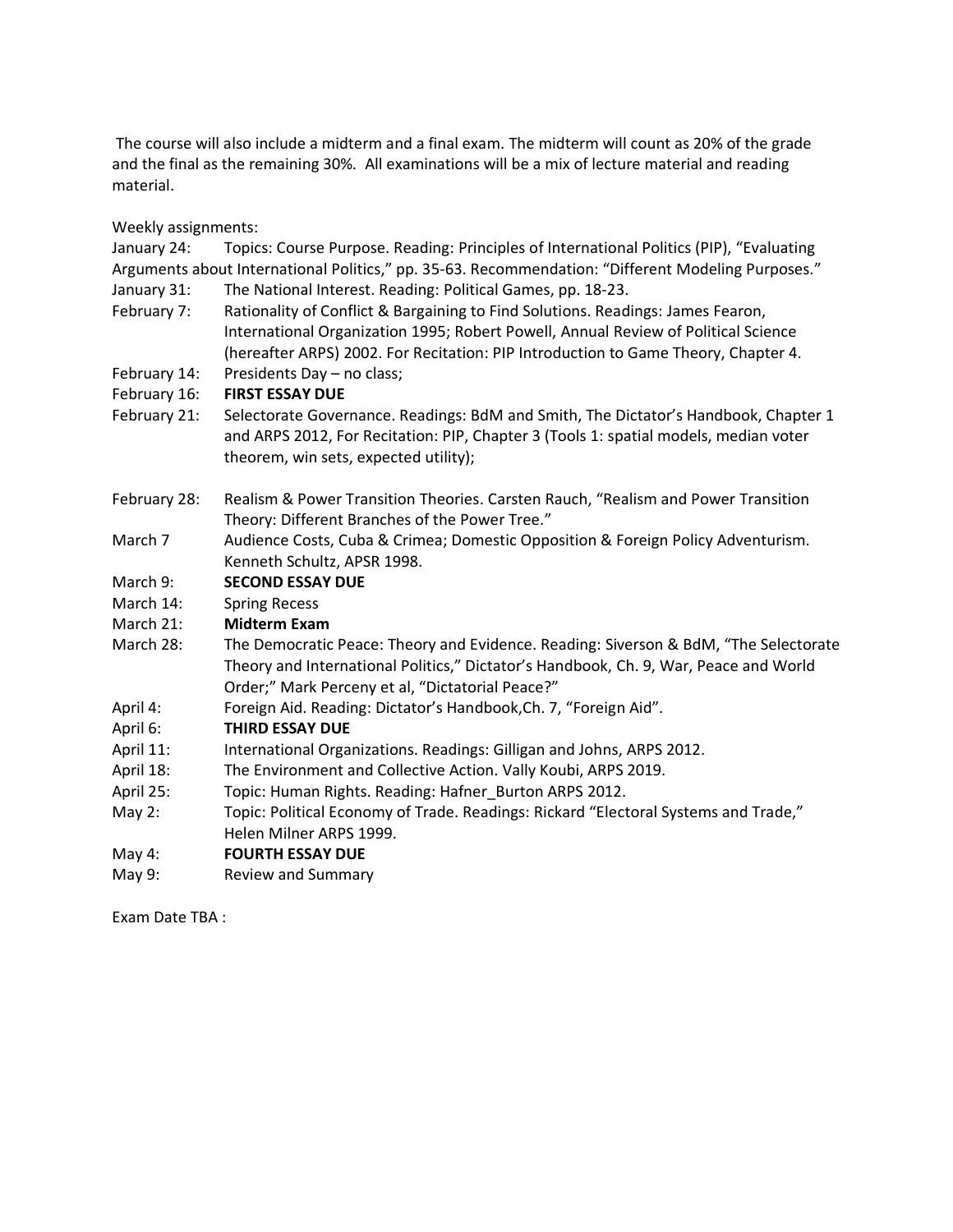The course will also include a midterm and a final exam. The midterm will count as 20% of the grade and the final as the remaining 30%. All examinations will be a mix of lecture material and reading material.

Weekly assignments:

January 24: Topics: Course Purpose. Reading: Principles of International Politics (PIP), "Evaluating Arguments about International Politics," pp. 35-63. Recommendation: "Different Modeling Purposes."

January 31: The National Interest. Reading: Political Games, pp. 18-23.

February 7: Rationality of Conflict & Bargaining to Find Solutions. Readings: James Fearon, International Organization 1995; Robert Powell, Annual Review of Political Science (hereafter ARPS) 2002. For Recitation: PIP Introduction to Game Theory, Chapter 4.

February 14: Presidents Day – no class;

February 16: **FIRST ESSAY DUE**

February 21: Selectorate Governance. Readings: BdM and Smith, The Dictator's Handbook, Chapter 1 and ARPS 2012, For Recitation: PIP, Chapter 3 (Tools 1: spatial models, median voter theorem, win sets, expected utility);

February 28: Realism & Power Transition Theories. Carsten Rauch, "Realism and Power Transition Theory: Different Branches of the Power Tree."

March 7 Audience Costs, Cuba & Crimea; Domestic Opposition & Foreign Policy Adventurism. Kenneth Schultz, APSR 1998.

March 9: **SECOND ESSAY DUE**

March 14: Spring Recess

March 21: **Midterm Exam**

March 28: The Democratic Peace: Theory and Evidence. Reading: Siverson & BdM, "The Selectorate Theory and International Politics," Dictator's Handbook, Ch. 9, War, Peace and World Order;" Mark Perceny et al, "Dictatorial Peace?"

April 4: Foreign Aid. Reading: Dictator's Handbook,Ch. 7, "Foreign Aid".

April 6: **THIRD ESSAY DUE**

April 11: International Organizations. Readings: Gilligan and Johns, ARPS 2012.

April 18: The Environment and Collective Action. Vally Koubi, ARPS 2019.

April 25: Topic: Human Rights. Reading: Hafner_Burton ARPS 2012.

May 2: Topic: Political Economy of Trade. Readings: Rickard "Electoral Systems and Trade," Helen Milner ARPS 1999.

May 4: **FOURTH ESSAY DUE**

May 9: Review and Summary

Exam Date TBA :